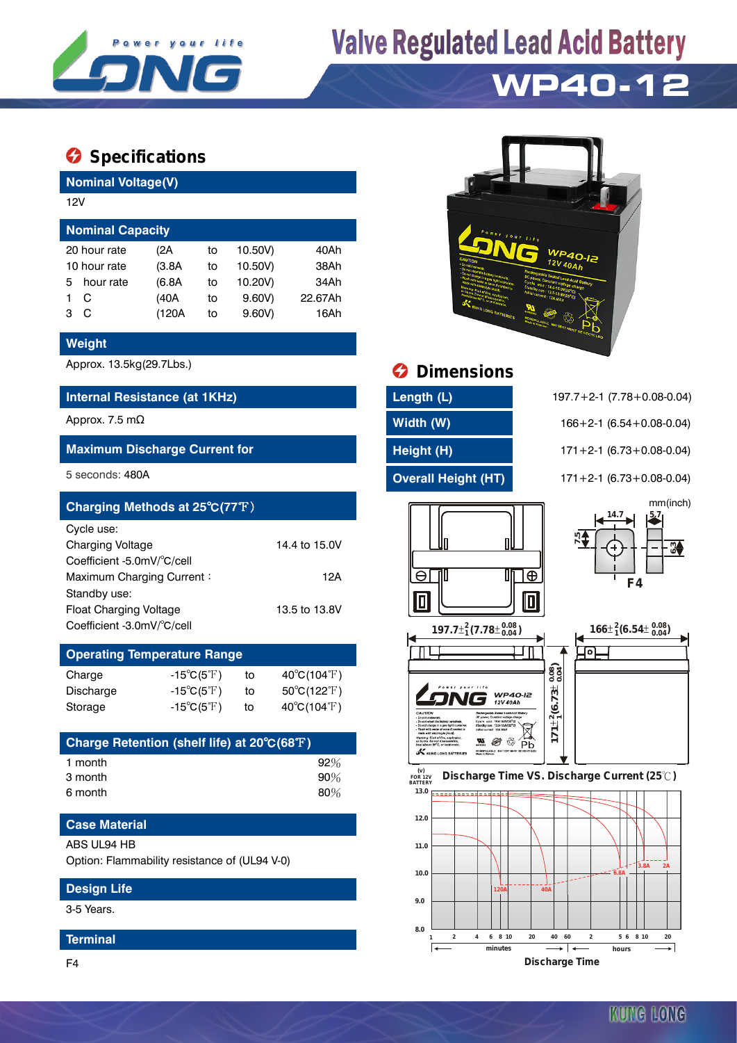# Valve Regulated Lead Acid Battery

# WP40-12

## Specifications

### Nominal Voltage(V)

12V

### Nominal Capacity

| | | | | |
|---|---|---|---|---|
| 20 hour rate | (2A | to | 10.50V) | 40Ah |
| 10 hour rate | (3.8A | to | 10.50V) | 38Ah |
| 5 hour rate | (6.8A | to | 10.20V) | 34Ah |
| 1 C | (40A | to | 9.60V) | 22.67Ah |
| 3 C | (120A | to | 9.60V) | 16Ah |

### Weight

Approx. 13.5kg(29.7Lbs.)

### Internal Resistance (at 1KHz)

Approx. 7.5 mΩ

### Maximum Discharge Current for

5 seconds: 480A

### Charging Methods at 25℃(77℉)

Cycle use:

| | |
|---|---|
| Charging Voltage | 14.4 to 15.0V |
| Coefficient -5.0mV/℃/cell | |
| Maximum Charging Current： | 12A |

Standby use:

| | |
|---|---|
| Float Charging Voltage | 13.5 to 13.8V |
| Coefficient -3.0mV/℃/cell | |

### Operating Temperature Range

| | | | |
|---|---|---|---|
| Charge | -15℃(5℉) | to | 40℃(104℉) |
| Discharge | -15℃(5℉) | to | 50℃(122℉) |
| Storage | -15℃(5℉) | to | 40℃(104℉) |

### Charge Retention (shelf life) at 20℃(68℉)

| | |
|---|---|
| 1 month | 92% |
| 3 month | 90% |
| 6 month | 80% |

### Case Material

ABS UL94 HB

Option: Flammability resistance of (UL94 V-0)

### Design Life

3-5 Years.

### Terminal

F4

## Dimensions

| | |
|---|---|
| Length (L) | 197.7+2-1 (7.78+0.08-0.04) |
| Width (W) | 166+2-1 (6.54+0.08-0.04) |
| Height (H) | 171+2-1 (6.73+0.08-0.04) |
| Overall Height (HT) | 171+2-1 (6.73+0.08-0.04) |

mm(inch)

F4: 14.7, 5.7, 7.5, 6.3

$197.7\pm^{2}_{1}$ $(7.78\pm^{0.08}_{0.04})$

$166\pm^{2}_{1}$ $(6.54\pm^{0.08}_{0.04})$

$171\pm^{2}_{1}$ $(6.73\pm^{0.08}_{0.04})$

### Discharge Time VS. Discharge Current (25℃)

(V) FOR 12V BATTERY

Curves: 120A, 40A, 6.8A, 3.8A, 2A

Y-axis: 8.0 – 13.0 V; X-axis: Discharge Time (minutes 1–60, hours 2–20)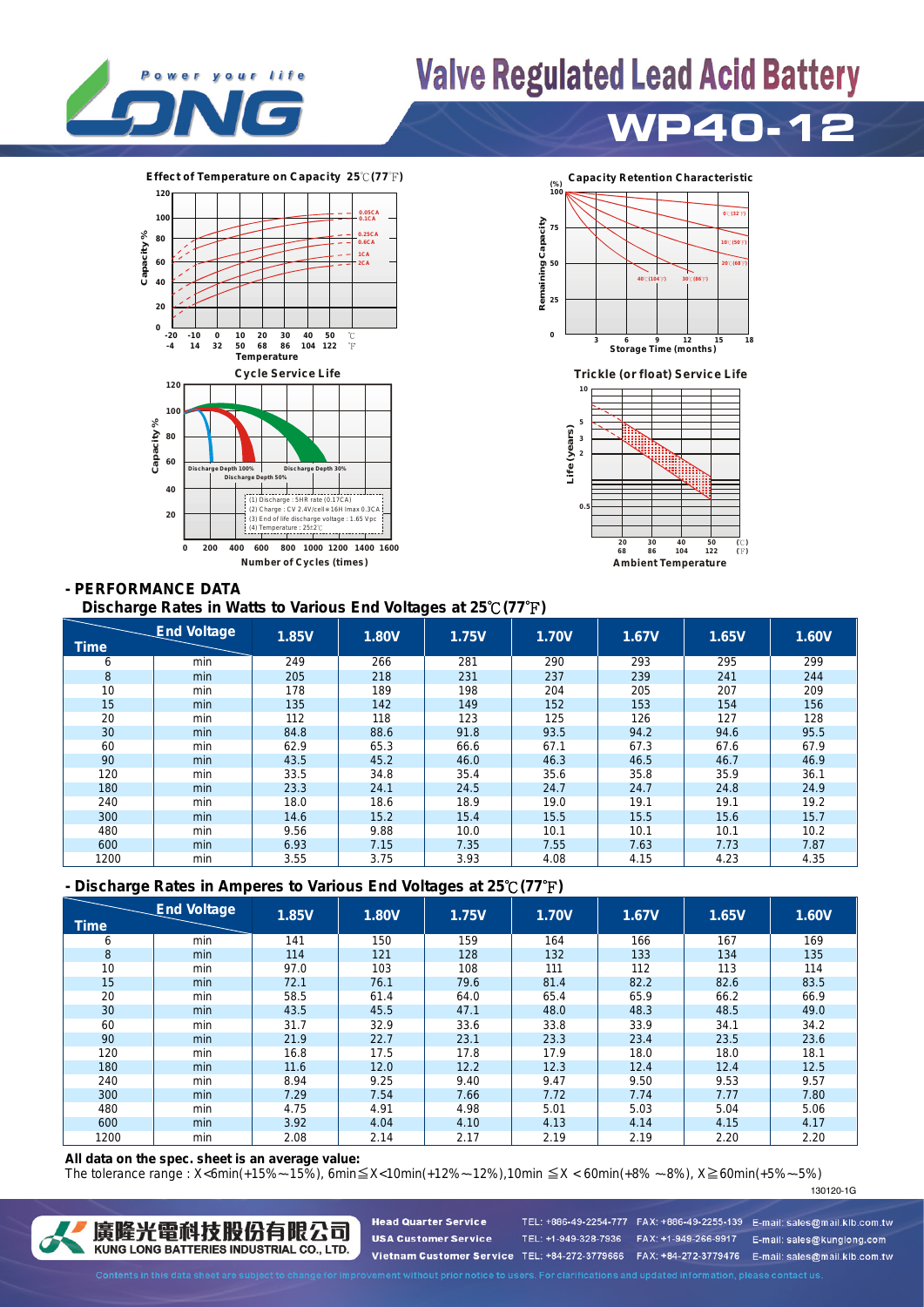# Valve Regulated Lead Acid Battery

## WP40-12

Power your life

LONG

Effect of Temperature on Capacity 25℃(77℉)

Capacity %

120
100
80
60
40
20
0

-20 -10 0 10 20 30 40 50 ℃
-4 14 32 50 68 86 104 122 ℉

Temperature

0.05CA
0.1CA
0.25CA
0.6CA
1CA
2CA

Capacity Retention Characteristic

(%)
100
75
50
25
0

Remaining Capacity

3 6 9 12 15 18

Storage Time (months)

0℃(32℉)
10℃(50℉)
20℃(68℉)
40℃(104℉)
30℃(86℉)

Cycle Service Life

Capacity %

120
100
80
60
40
20

0 200 400 600 800 1000 1200 1400 1600

Number of Cycles (times)

Discharge Depth 100%
Discharge Depth 50%
Discharge Depth 30%

(1) Discharge : 5HR rate (0.17CA)
(2) Charge : CV 2.4V/cell≈16H Imax 0.3CA
(3) End of life discharge voltage : 1.65 Vpc
(4) Temperature : 25±2℃

Trickle (or float) Service Life

Life (years)

10
5
3
2
0.5

20 30 40 50 (℃)
68 86 104 122 (℉)

Ambient Temperature

## - PERFORMANCE DATA

### Discharge Rates in Watts to Various End Voltages at 25℃(77℉)

| Time \ End Voltage | | 1.85V | 1.80V | 1.75V | 1.70V | 1.67V | 1.65V | 1.60V |
|---|---|---|---|---|---|---|---|---|
| 6 | min | 249 | 266 | 281 | 290 | 293 | 295 | 299 |
| 8 | min | 205 | 218 | 231 | 237 | 239 | 241 | 244 |
| 10 | min | 178 | 189 | 198 | 204 | 205 | 207 | 209 |
| 15 | min | 135 | 142 | 149 | 152 | 153 | 154 | 156 |
| 20 | min | 112 | 118 | 123 | 125 | 126 | 127 | 128 |
| 30 | min | 84.8 | 88.6 | 91.8 | 93.5 | 94.2 | 94.6 | 95.5 |
| 60 | min | 62.9 | 65.3 | 66.6 | 67.1 | 67.3 | 67.6 | 67.9 |
| 90 | min | 43.5 | 45.2 | 46.0 | 46.3 | 46.5 | 46.7 | 46.9 |
| 120 | min | 33.5 | 34.8 | 35.4 | 35.6 | 35.8 | 35.9 | 36.1 |
| 180 | min | 23.3 | 24.1 | 24.5 | 24.7 | 24.7 | 24.8 | 24.9 |
| 240 | min | 18.0 | 18.6 | 18.9 | 19.0 | 19.1 | 19.1 | 19.2 |
| 300 | min | 14.6 | 15.2 | 15.4 | 15.5 | 15.5 | 15.6 | 15.7 |
| 480 | min | 9.56 | 9.88 | 10.0 | 10.1 | 10.1 | 10.1 | 10.2 |
| 600 | min | 6.93 | 7.15 | 7.35 | 7.55 | 7.63 | 7.73 | 7.87 |
| 1200 | min | 3.55 | 3.75 | 3.93 | 4.08 | 4.15 | 4.23 | 4.35 |

### - Discharge Rates in Amperes to Various End Voltages at 25℃(77℉)

| Time \ End Voltage | | 1.85V | 1.80V | 1.75V | 1.70V | 1.67V | 1.65V | 1.60V |
|---|---|---|---|---|---|---|---|---|
| 6 | min | 141 | 150 | 159 | 164 | 166 | 167 | 169 |
| 8 | min | 114 | 121 | 128 | 132 | 133 | 134 | 135 |
| 10 | min | 97.0 | 103 | 108 | 111 | 112 | 113 | 114 |
| 15 | min | 72.1 | 76.1 | 79.6 | 81.4 | 82.2 | 82.6 | 83.5 |
| 20 | min | 58.5 | 61.4 | 64.0 | 65.4 | 65.9 | 66.2 | 66.9 |
| 30 | min | 43.5 | 45.5 | 47.1 | 48.0 | 48.3 | 48.5 | 49.0 |
| 60 | min | 31.7 | 32.9 | 33.6 | 33.8 | 33.9 | 34.1 | 34.2 |
| 90 | min | 21.9 | 22.7 | 23.1 | 23.3 | 23.4 | 23.5 | 23.6 |
| 120 | min | 16.8 | 17.5 | 17.8 | 17.9 | 18.0 | 18.0 | 18.1 |
| 180 | min | 11.6 | 12.0 | 12.2 | 12.3 | 12.4 | 12.4 | 12.5 |
| 240 | min | 8.94 | 9.25 | 9.40 | 9.47 | 9.50 | 9.53 | 9.57 |
| 300 | min | 7.29 | 7.54 | 7.66 | 7.72 | 7.74 | 7.77 | 7.80 |
| 480 | min | 4.75 | 4.91 | 4.98 | 5.01 | 5.03 | 5.04 | 5.06 |
| 600 | min | 3.92 | 4.04 | 4.10 | 4.13 | 4.14 | 4.15 | 4.17 |
| 1200 | min | 2.08 | 2.14 | 2.17 | 2.19 | 2.19 | 2.20 | 2.20 |

**All data on the spec. sheet is an average value:**

The tolerance range : X<6min(+15%~-15%), 6min≦X<10min(+12%~-12%),10min ≦X <60min(+8% ~-8%), X≧60min(+5%~-5%)

130120-1G

廣隆光電科技股份有限公司
KUNG LONG BATTERIES INDUSTRIAL CO., LTD.

| | | | |
|---|---|---|---|
| Head Quarter Service | TEL: +886-49-2254-777 | FAX: +886-49-2255-139 | E-mail: sales@mail.klb.com.tw |
| USA Customer Service | TEL: +1-949-328-7936 | FAX: +1-949-266-9917 | E-mail: sales@kunglong.com |
| Vietnam Customer Service | TEL: +84-272-3779666 | FAX: +84-272-3779476 | E-mail: sales@mail.klb.com.tw |

Contents in this data sheet are subject to change for improvement without prior notice to users. For clarifications and updated information, please contact us.